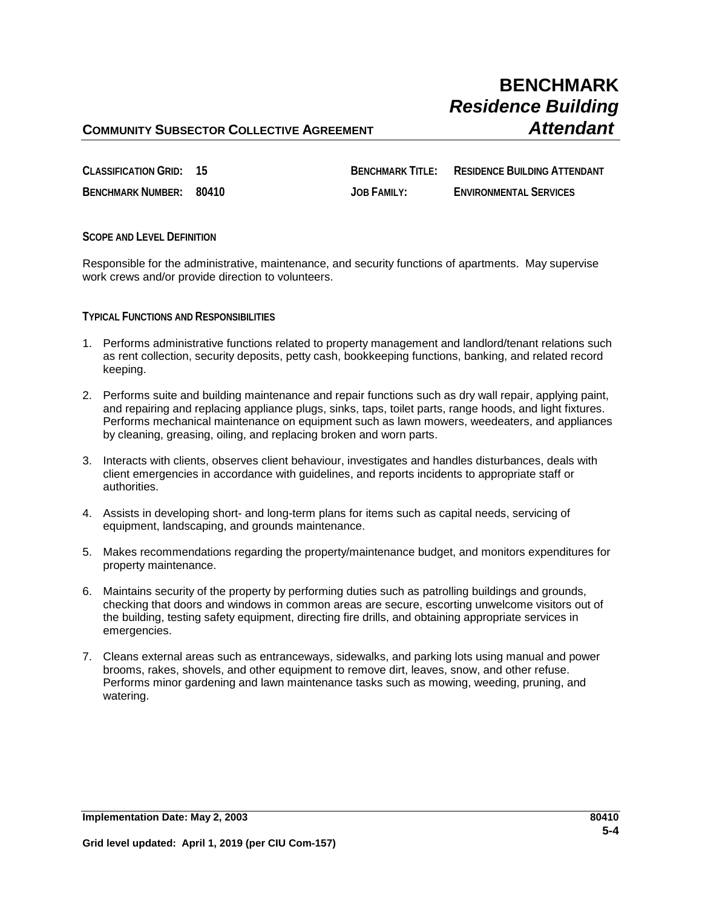# BENCHMARK
## *Residence Building Attendant*

**COMMUNITY SUBSECTOR COLLECTIVE AGREEMENT**

| | | | |
|---|---|---|---|
| **CLASSIFICATION GRID:** | **15** | **BENCHMARK TITLE:** | **RESIDENCE BUILDING ATTENDANT** |
| **BENCHMARK NUMBER:** | **80410** | **JOB FAMILY:** | **ENVIRONMENTAL SERVICES** |

**SCOPE AND LEVEL DEFINITION**

Responsible for the administrative, maintenance, and security functions of apartments. May supervise work crews and/or provide direction to volunteers.

**TYPICAL FUNCTIONS AND RESPONSIBILITIES**

1. Performs administrative functions related to property management and landlord/tenant relations such as rent collection, security deposits, petty cash, bookkeeping functions, banking, and related record keeping.

2. Performs suite and building maintenance and repair functions such as dry wall repair, applying paint, and repairing and replacing appliance plugs, sinks, taps, toilet parts, range hoods, and light fixtures. Performs mechanical maintenance on equipment such as lawn mowers, weedeaters, and appliances by cleaning, greasing, oiling, and replacing broken and worn parts.

3. Interacts with clients, observes client behaviour, investigates and handles disturbances, deals with client emergencies in accordance with guidelines, and reports incidents to appropriate staff or authorities.

4. Assists in developing short- and long-term plans for items such as capital needs, servicing of equipment, landscaping, and grounds maintenance.

5. Makes recommendations regarding the property/maintenance budget, and monitors expenditures for property maintenance.

6. Maintains security of the property by performing duties such as patrolling buildings and grounds, checking that doors and windows in common areas are secure, escorting unwelcome visitors out of the building, testing safety equipment, directing fire drills, and obtaining appropriate services in emergencies.

7. Cleans external areas such as entranceways, sidewalks, and parking lots using manual and power brooms, rakes, shovels, and other equipment to remove dirt, leaves, snow, and other refuse. Performs minor gardening and lawn maintenance tasks such as mowing, weeding, pruning, and watering.

**Implementation Date: May 2, 2003**

**Grid level updated: April 1, 2019 (per CIU Com-157)**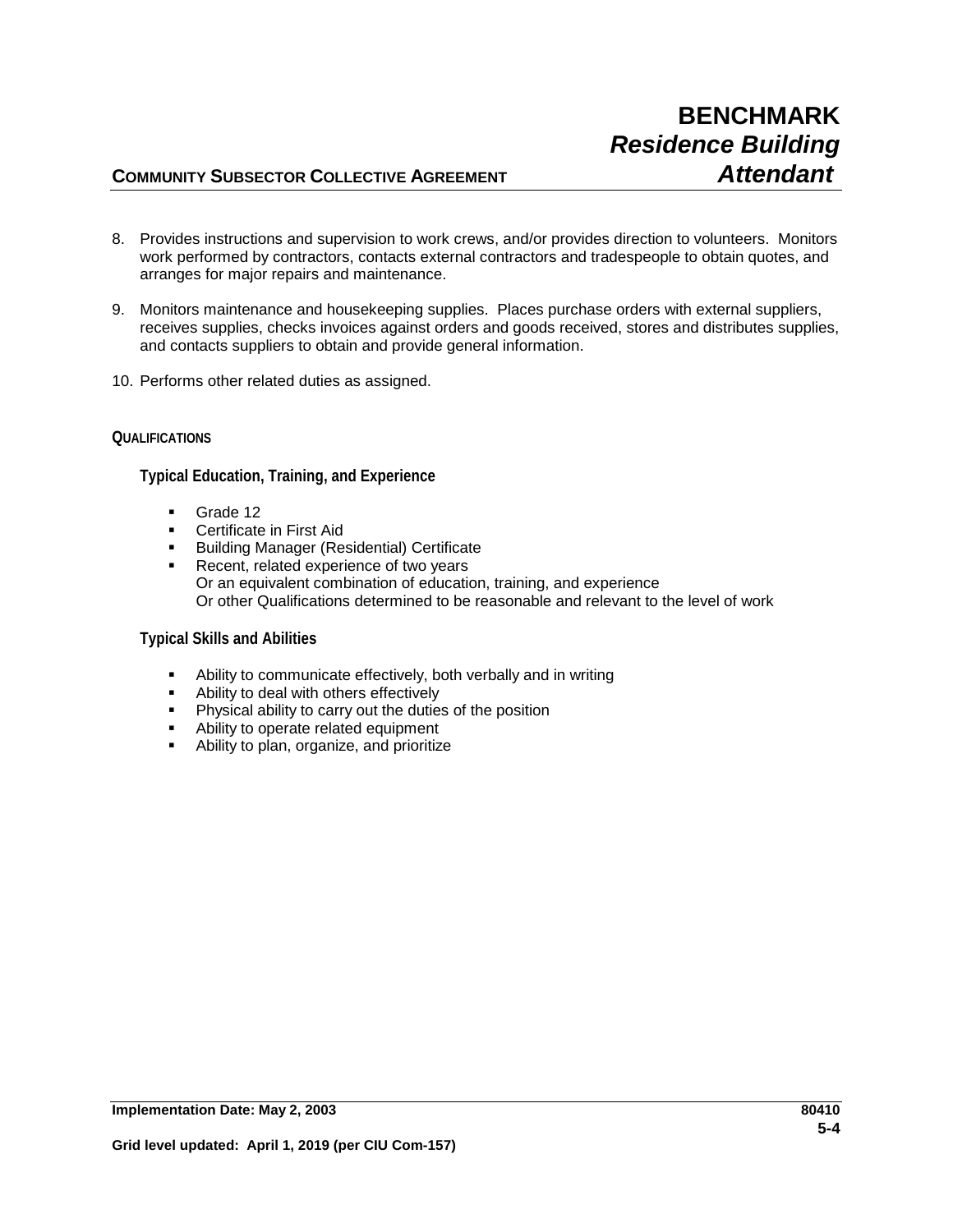8. Provides instructions and supervision to work crews, and/or provides direction to volunteers. Monitors work performed by contractors, contacts external contractors and tradespeople to obtain quotes, and arranges for major repairs and maintenance.

9. Monitors maintenance and housekeeping supplies. Places purchase orders with external suppliers, receives supplies, checks invoices against orders and goods received, stores and distributes supplies, and contacts suppliers to obtain and provide general information.

10. Performs other related duties as assigned.

## QUALIFICATIONS

### Typical Education, Training, and Experience

- Grade 12
- Certificate in First Aid
- Building Manager (Residential) Certificate
- Recent, related experience of two years
  Or an equivalent combination of education, training, and experience
  Or other Qualifications determined to be reasonable and relevant to the level of work

### Typical Skills and Abilities

- Ability to communicate effectively, both verbally and in writing
- Ability to deal with others effectively
- Physical ability to carry out the duties of the position
- Ability to operate related equipment
- Ability to plan, organize, and prioritize